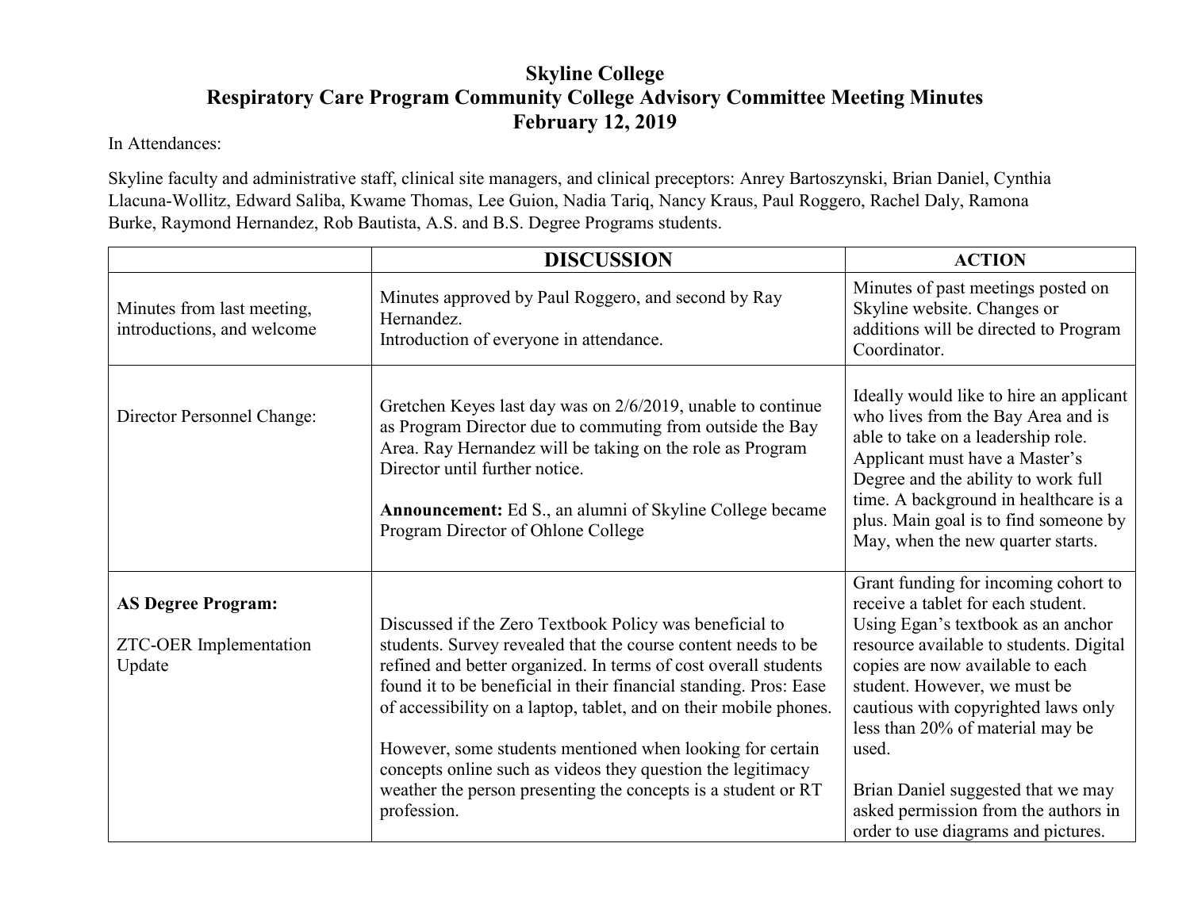# Skyline College
## Respiratory Care Program Community College Advisory Committee Meeting Minutes
## February 12, 2019

In Attendances:

Skyline faculty and administrative staff, clinical site managers, and clinical preceptors: Anrey Bartoszynski, Brian Daniel, Cynthia Llacuna-Wollitz, Edward Saliba, Kwame Thomas, Lee Guion, Nadia Tariq, Nancy Kraus, Paul Roggero, Rachel Daly, Ramona Burke, Raymond Hernandez, Rob Bautista, A.S. and B.S. Degree Programs students.

| | DISCUSSION | ACTION |
|---|---|---|
| Minutes from last meeting, introductions, and welcome | Minutes approved by Paul Roggero, and second by Ray Hernandez.<br>Introduction of everyone in attendance. | Minutes of past meetings posted on Skyline website. Changes or additions will be directed to Program Coordinator. |
| Director Personnel Change: | Gretchen Keyes last day was on 2/6/2019, unable to continue as Program Director due to commuting from outside the Bay Area. Ray Hernandez will be taking on the role as Program Director until further notice.<br><br>**Announcement:** Ed S., an alumni of Skyline College became Program Director of Ohlone College | Ideally would like to hire an applicant who lives from the Bay Area and is able to take on a leadership role. Applicant must have a Master's Degree and the ability to work full time. A background in healthcare is a plus. Main goal is to find someone by May, when the new quarter starts. |
| **AS Degree Program:**<br><br>ZTC-OER Implementation Update | Discussed if the Zero Textbook Policy was beneficial to students. Survey revealed that the course content needs to be refined and better organized. In terms of cost overall students found it to be beneficial in their financial standing. Pros: Ease of accessibility on a laptop, tablet, and on their mobile phones.<br><br>However, some students mentioned when looking for certain concepts online such as videos they question the legitimacy weather the person presenting the concepts is a student or RT profession. | Grant funding for incoming cohort to receive a tablet for each student. Using Egan's textbook as an anchor resource available to students. Digital copies are now available to each student. However, we must be cautious with copyrighted laws only less than 20% of material may be used.<br><br>Brian Daniel suggested that we may asked permission from the authors in order to use diagrams and pictures. |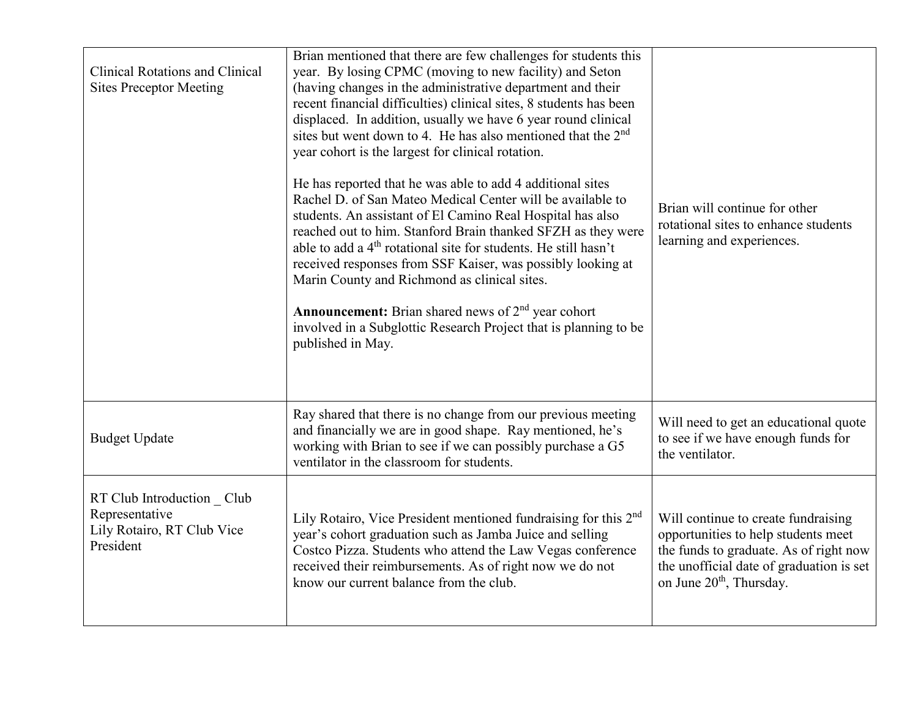| Clinical Rotations and Clinical Sites Preceptor Meeting | Brian mentioned that there are few challenges for students this year. By losing CPMC (moving to new facility) and Seton (having changes in the administrative department and their recent financial difficulties) clinical sites, 8 students has been displaced. In addition, usually we have 6 year round clinical sites but went down to 4. He has also mentioned that the 2nd year cohort is the largest for clinical rotation.<br><br>He has reported that he was able to add 4 additional sites Rachel D. of San Mateo Medical Center will be available to students. An assistant of El Camino Real Hospital has also reached out to him. Stanford Brain thanked SFZH as they were able to add a 4th rotational site for students. He still hasn't received responses from SSF Kaiser, was possibly looking at Marin County and Richmond as clinical sites.<br><br>**Announcement:** Brian shared news of 2nd year cohort involved in a Subglottic Research Project that is planning to be published in May. | Brian will continue for other rotational sites to enhance students learning and experiences. |
|---|---|---|
| Budget Update | Ray shared that there is no change from our previous meeting and financially we are in good shape. Ray mentioned, he's working with Brian to see if we can possibly purchase a G5 ventilator in the classroom for students. | Will need to get an educational quote to see if we have enough funds for the ventilator. |
| RT Club Introduction _ Club Representative<br>Lily Rotairo, RT Club Vice President | Lily Rotairo, Vice President mentioned fundraising for this 2nd year's cohort graduation such as Jamba Juice and selling Costco Pizza. Students who attend the Law Vegas conference received their reimbursements. As of right now we do not know our current balance from the club. | Will continue to create fundraising opportunities to help students meet the funds to graduate. As of right now the unofficial date of graduation is set on June 20th, Thursday. |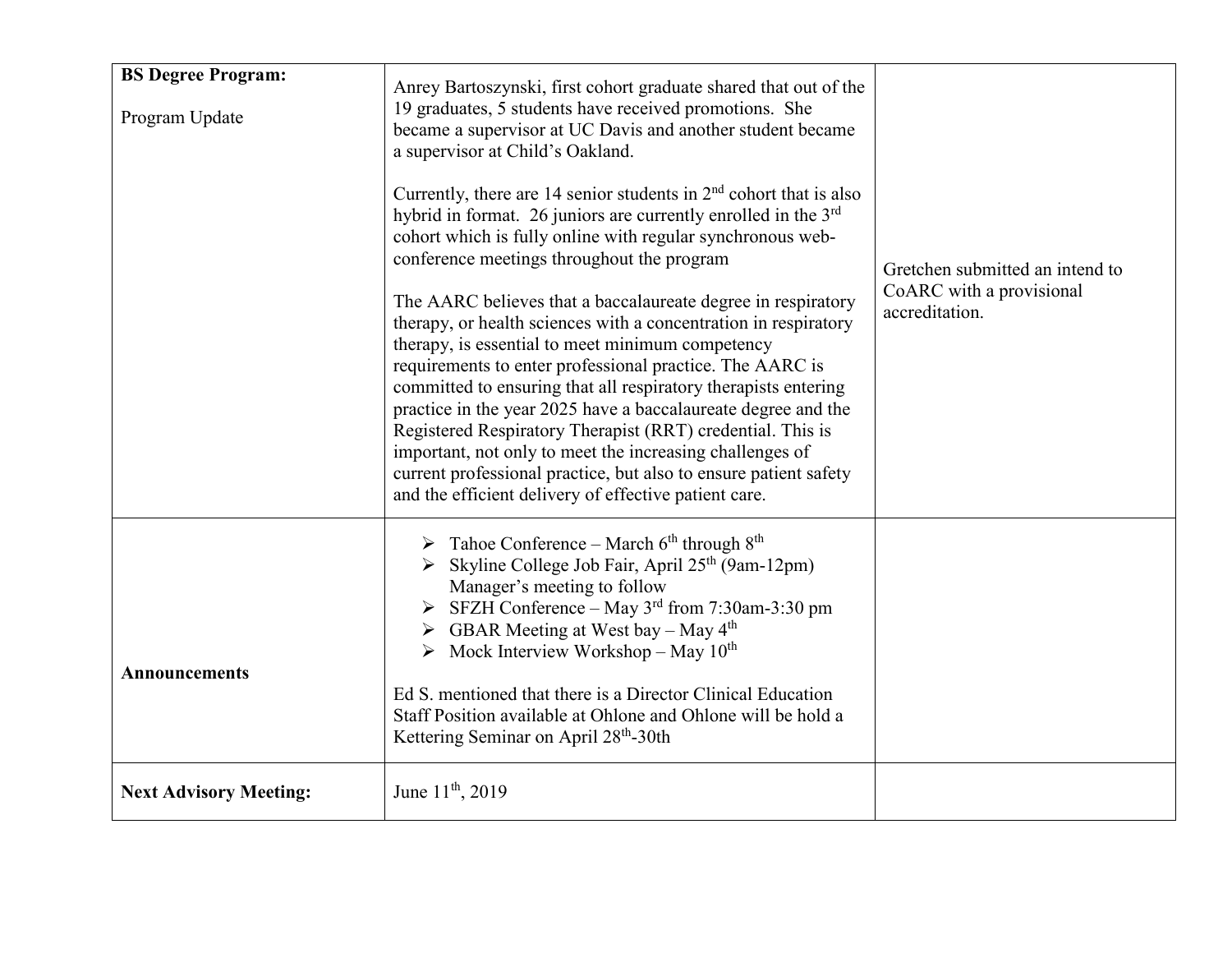| | | |
|---|---|---|
| **BS Degree Program:**<br><br>Program Update | Anrey Bartoszynski, first cohort graduate shared that out of the 19 graduates, 5 students have received promotions. She became a supervisor at UC Davis and another student became a supervisor at Child's Oakland.<br><br>Currently, there are 14 senior students in 2nd cohort that is also hybrid in format. 26 juniors are currently enrolled in the 3rd cohort which is fully online with regular synchronous web-conference meetings throughout the program<br><br>The AARC believes that a baccalaureate degree in respiratory therapy, or health sciences with a concentration in respiratory therapy, is essential to meet minimum competency requirements to enter professional practice. The AARC is committed to ensuring that all respiratory therapists entering practice in the year 2025 have a baccalaureate degree and the Registered Respiratory Therapist (RRT) credential. This is important, not only to meet the increasing challenges of current professional practice, but also to ensure patient safety and the efficient delivery of effective patient care. | Gretchen submitted an intend to CoARC with a provisional accreditation. |
| **Announcements** | ➢ Tahoe Conference – March 6th through 8th<br>➢ Skyline College Job Fair, April 25th (9am-12pm) Manager's meeting to follow<br>➢ SFZH Conference – May 3rd from 7:30am-3:30 pm<br>➢ GBAR Meeting at West bay – May 4th<br>➢ Mock Interview Workshop – May 10th<br><br>Ed S. mentioned that there is a Director Clinical Education Staff Position available at Ohlone and Ohlone will be hold a Kettering Seminar on April 28th-30th | |
| **Next Advisory Meeting:** | June 11th, 2019 | |